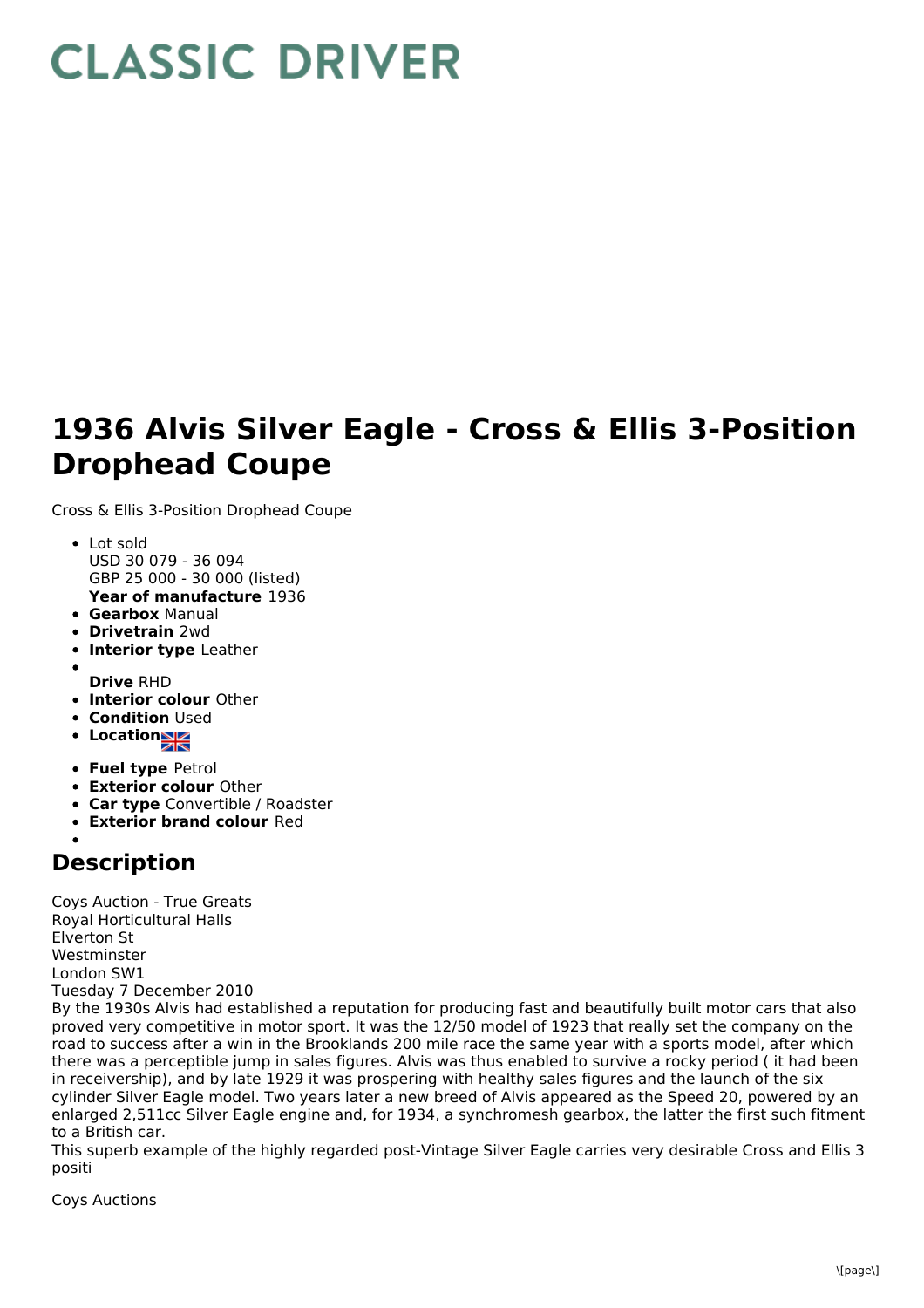# CLASSIC DRIVER

# 1936 Alvis Silver Eagle - Cross & Ellis 3-Position Drophead Coupe

Cross & Ellis 3-Position Drophead Coupe

- Lot sold
  USD 30 079 - 36 094
  GBP 25 000 - 30 000 (listed)
  **Year of manufacture** 1936
- **Gearbox** Manual
- **Drivetrain** 2wd
- **Interior type** Leather
- 
  **Drive** RHD
- **Interior colour** Other
- **Condition** Used
- **Location**
- **Fuel type** Petrol
- **Exterior colour** Other
- **Car type** Convertible / Roadster
- **Exterior brand colour** Red
- 

## Description

Coys Auction - True Greats
Royal Horticultural Halls
Elverton St
Westminster
London SW1
Tuesday 7 December 2010
By the 1930s Alvis had established a reputation for producing fast and beautifully built motor cars that also proved very competitive in motor sport. It was the 12/50 model of 1923 that really set the company on the road to success after a win in the Brooklands 200 mile race the same year with a sports model, after which there was a perceptible jump in sales figures. Alvis was thus enabled to survive a rocky period ( it had been in receivership), and by late 1929 it was prospering with healthy sales figures and the launch of the six cylinder Silver Eagle model. Two years later a new breed of Alvis appeared as the Speed 20, powered by an enlarged 2,511cc Silver Eagle engine and, for 1934, a synchromesh gearbox, the latter the first such fitment to a British car.
This superb example of the highly regarded post-Vintage Silver Eagle carries very desirable Cross and Ellis 3 positi

Coys Auctions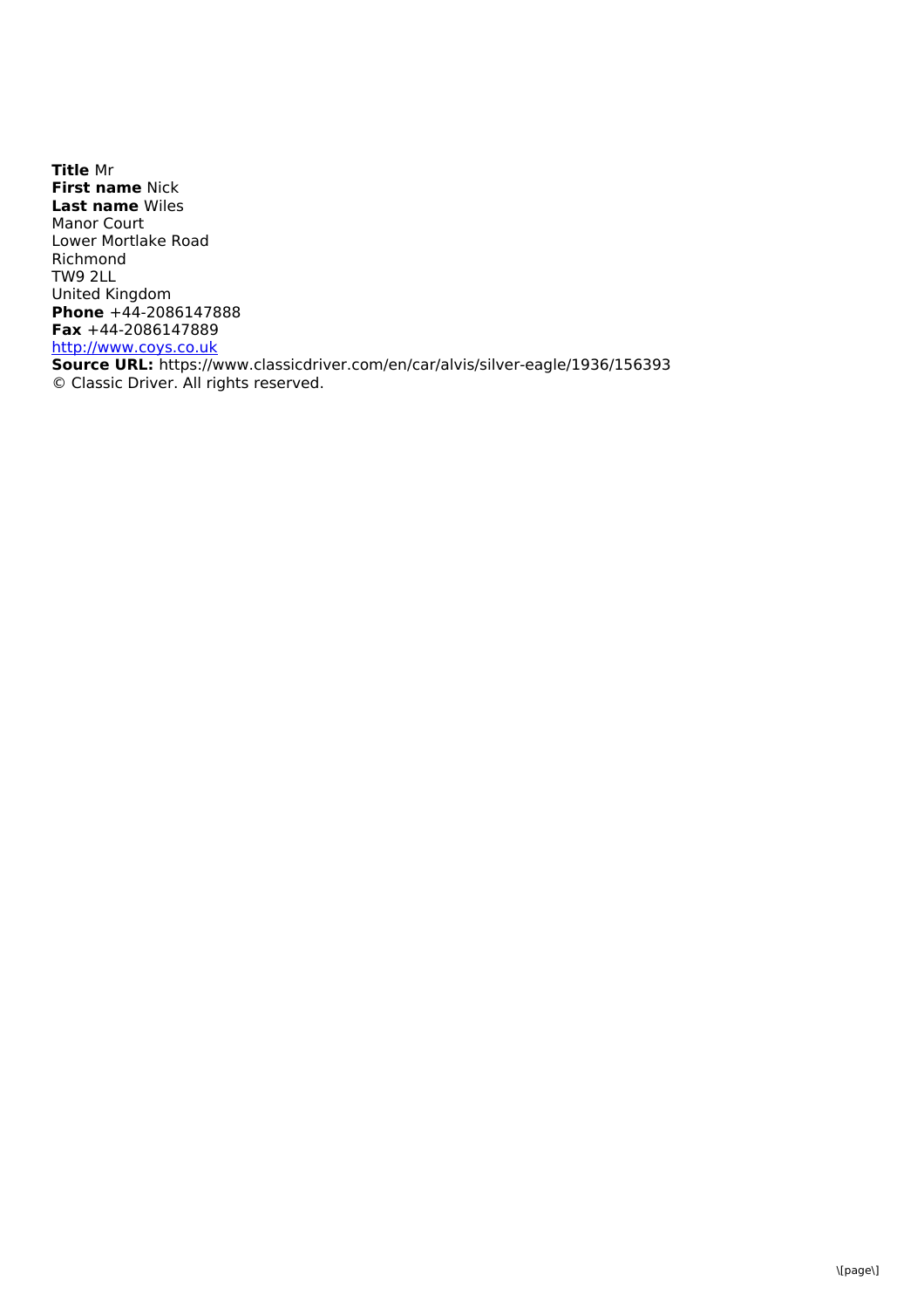**Title** Mr
**First name** Nick
**Last name** Wiles
Manor Court
Lower Mortlake Road
Richmond
TW9 2LL
United Kingdom
**Phone** +44-2086147888
**Fax** +44-2086147889
[http://www.coys.co.uk](http://www.coys.co.uk)
**Source URL:** https://www.classicdriver.com/en/car/alvis/silver-eagle/1936/156393
© Classic Driver. All rights reserved.